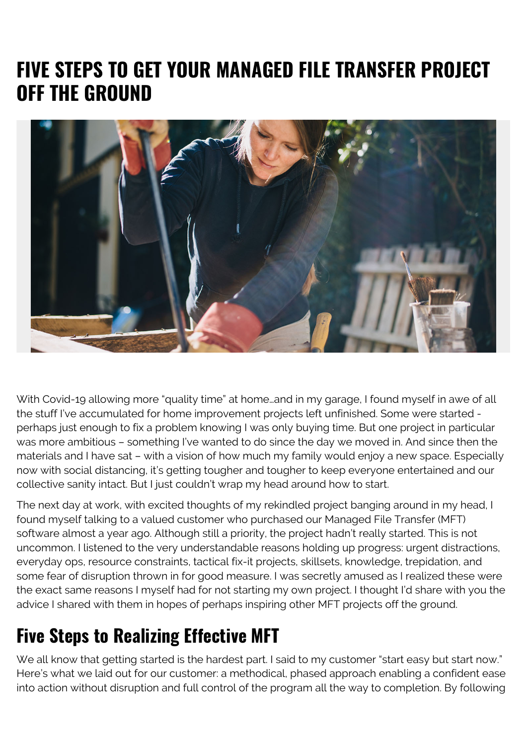# FIVE STEPS TO GET YOUR MANAGED FILE TRANSFER PROJECT OFF THE GROUND

With Covid-19 allowing more "quality time" at home…and in my garage, I found myself in awe of all the stuff I've accumulated for home improvement projects left unfinished. Some were started - perhaps just enough to fix a problem knowing I was only buying time. But one project in particular was more ambitious – something I've wanted to do since the day we moved in. And since then the materials and I have sat – with a vision of how much my family would enjoy a new space. Especially now with social distancing, it's getting tougher and tougher to keep everyone entertained and our collective sanity intact. But I just couldn't wrap my head around how to start.

The next day at work, with excited thoughts of my rekindled project banging around in my head, I found myself talking to a valued customer who purchased our Managed File Transfer (MFT) software almost a year ago. Although still a priority, the project hadn't really started. This is not uncommon. I listened to the very understandable reasons holding up progress: urgent distractions, everyday ops, resource constraints, tactical fix-it projects, skillsets, knowledge, trepidation, and some fear of disruption thrown in for good measure. I was secretly amused as I realized these were the exact same reasons I myself had for not starting my own project. I thought I'd share with you the advice I shared with them in hopes of perhaps inspiring other MFT projects off the ground.

## Five Steps to Realizing Effective MFT

We all know that getting started is the hardest part. I said to my customer "start easy but start now." Here's what we laid out for our customer: a methodical, phased approach enabling a confident ease into action without disruption and full control of the program all the way to completion. By following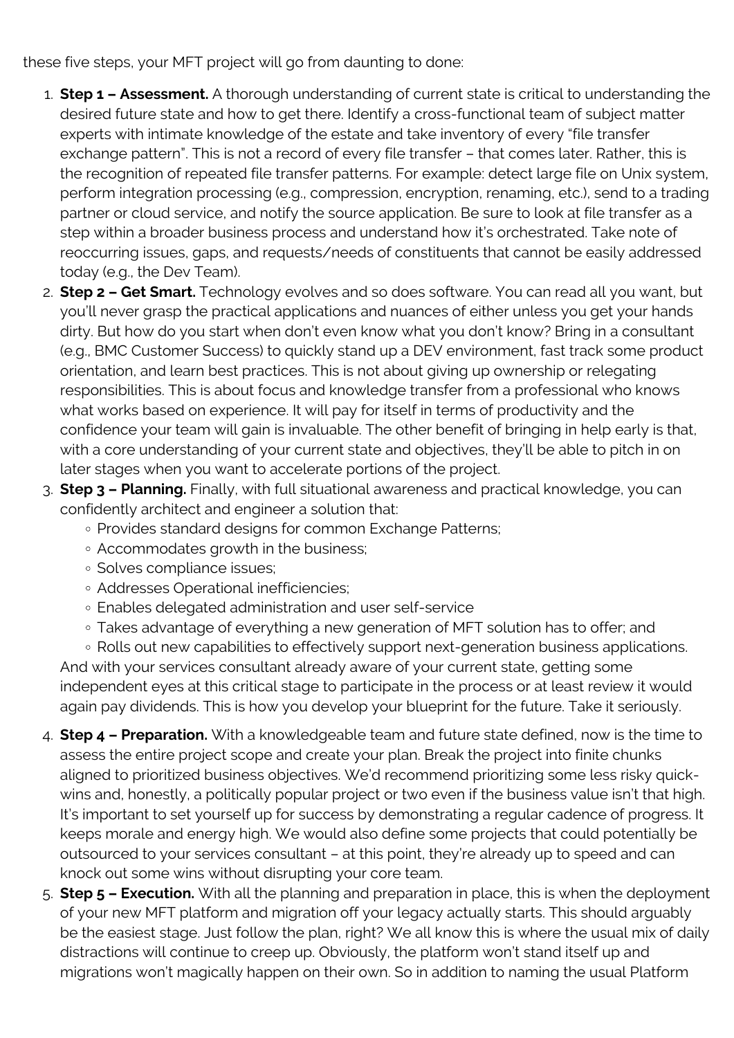these five steps, your MFT project will go from daunting to done:

1. **Step 1 – Assessment.** A thorough understanding of current state is critical to understanding the desired future state and how to get there. Identify a cross-functional team of subject matter experts with intimate knowledge of the estate and take inventory of every "file transfer exchange pattern". This is not a record of every file transfer – that comes later. Rather, this is the recognition of repeated file transfer patterns. For example: detect large file on Unix system, perform integration processing (e.g., compression, encryption, renaming, etc.), send to a trading partner or cloud service, and notify the source application. Be sure to look at file transfer as a step within a broader business process and understand how it's orchestrated. Take note of reoccurring issues, gaps, and requests/needs of constituents that cannot be easily addressed today (e.g., the Dev Team).
2. **Step 2 – Get Smart.** Technology evolves and so does software. You can read all you want, but you'll never grasp the practical applications and nuances of either unless you get your hands dirty. But how do you start when don't even know what you don't know? Bring in a consultant (e.g., BMC Customer Success) to quickly stand up a DEV environment, fast track some product orientation, and learn best practices. This is not about giving up ownership or relegating responsibilities. This is about focus and knowledge transfer from a professional who knows what works based on experience. It will pay for itself in terms of productivity and the confidence your team will gain is invaluable. The other benefit of bringing in help early is that, with a core understanding of your current state and objectives, they'll be able to pitch in on later stages when you want to accelerate portions of the project.
3. **Step 3 – Planning.** Finally, with full situational awareness and practical knowledge, you can confidently architect and engineer a solution that:
   - Provides standard designs for common Exchange Patterns;
   - Accommodates growth in the business;
   - Solves compliance issues;
   - Addresses Operational inefficiencies;
   - Enables delegated administration and user self-service
   - Takes advantage of everything a new generation of MFT solution has to offer; and
   - Rolls out new capabilities to effectively support next-generation business applications.

   And with your services consultant already aware of your current state, getting some independent eyes at this critical stage to participate in the process or at least review it would again pay dividends. This is how you develop your blueprint for the future. Take it seriously.
4. **Step 4 – Preparation.** With a knowledgeable team and future state defined, now is the time to assess the entire project scope and create your plan. Break the project into finite chunks aligned to prioritized business objectives. We'd recommend prioritizing some less risky quick-wins and, honestly, a politically popular project or two even if the business value isn't that high. It's important to set yourself up for success by demonstrating a regular cadence of progress. It keeps morale and energy high. We would also define some projects that could potentially be outsourced to your services consultant – at this point, they're already up to speed and can knock out some wins without disrupting your core team.
5. **Step 5 – Execution.** With all the planning and preparation in place, this is when the deployment of your new MFT platform and migration off your legacy actually starts. This should arguably be the easiest stage. Just follow the plan, right? We all know this is where the usual mix of daily distractions will continue to creep up. Obviously, the platform won't stand itself up and migrations won't magically happen on their own. So in addition to naming the usual Platform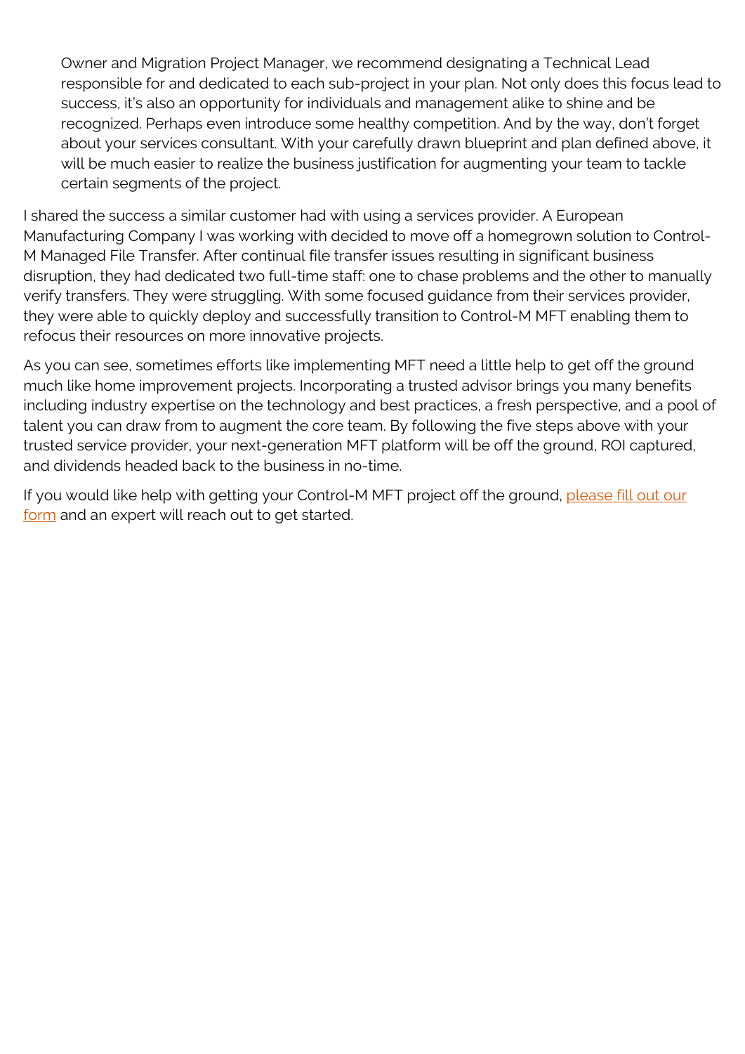Owner and Migration Project Manager, we recommend designating a Technical Lead responsible for and dedicated to each sub-project in your plan. Not only does this focus lead to success, it's also an opportunity for individuals and management alike to shine and be recognized. Perhaps even introduce some healthy competition. And by the way, don't forget about your services consultant. With your carefully drawn blueprint and plan defined above, it will be much easier to realize the business justification for augmenting your team to tackle certain segments of the project.

I shared the success a similar customer had with using a services provider. A European Manufacturing Company I was working with decided to move off a homegrown solution to Control-M Managed File Transfer. After continual file transfer issues resulting in significant business disruption, they had dedicated two full-time staff: one to chase problems and the other to manually verify transfers. They were struggling. With some focused guidance from their services provider, they were able to quickly deploy and successfully transition to Control-M MFT enabling them to refocus their resources on more innovative projects.

As you can see, sometimes efforts like implementing MFT need a little help to get off the ground much like home improvement projects. Incorporating a trusted advisor brings you many benefits including industry expertise on the technology and best practices, a fresh perspective, and a pool of talent you can draw from to augment the core team. By following the five steps above with your trusted service provider, your next-generation MFT platform will be off the ground, ROI captured, and dividends headed back to the business in no-time.

If you would like help with getting your Control-M MFT project off the ground, please fill out our form and an expert will reach out to get started.